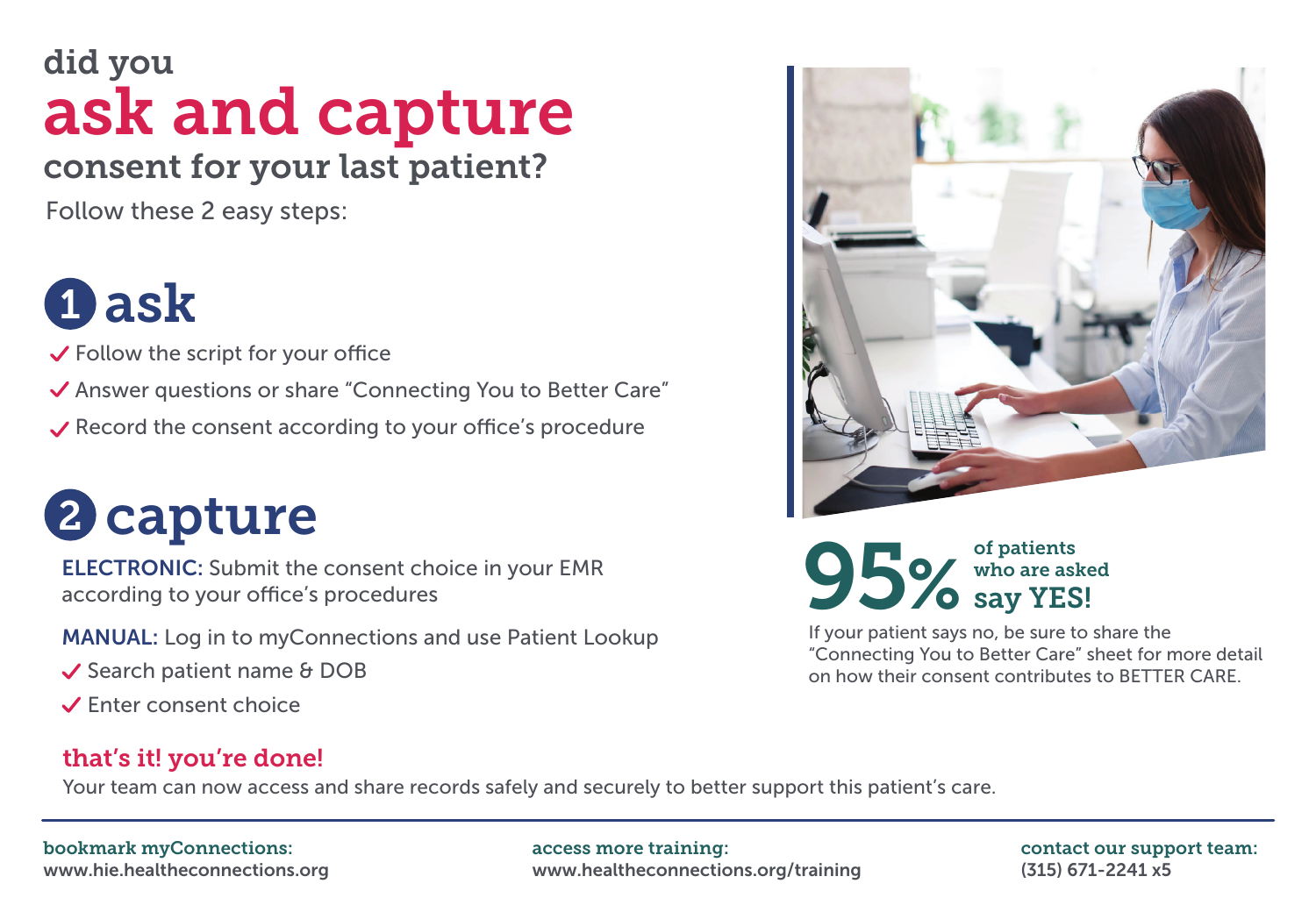# did you ask and capture consent for your last patient?

Follow these 2 easy steps:

## 1 ask

- ✓ Follow the script for your office
- ✓ Answer questions or share "Connecting You to Better Care"
- ✓ Record the consent according to your office's procedure

## 2 capture

**ELECTRONIC:** Submit the consent choice in your EMR according to your office's procedures

**MANUAL:** Log in to myConnections and use Patient Lookup

- ✓ Search patient name & DOB
- ✓ Enter consent choice

### that's it! you're done!

Your team can now access and share records safely and securely to better support this patient's care.

**95%** of patients who are asked **say YES!**

If your patient says no, be sure to share the "Connecting You to Better Care" sheet for more detail on how their consent contributes to BETTER CARE.

---

**bookmark myConnections:**
www.hie.healtheconnections.org

**access more training:**
www.healtheconnections.org/training

**contact our support team:**
(315) 671-2241 x5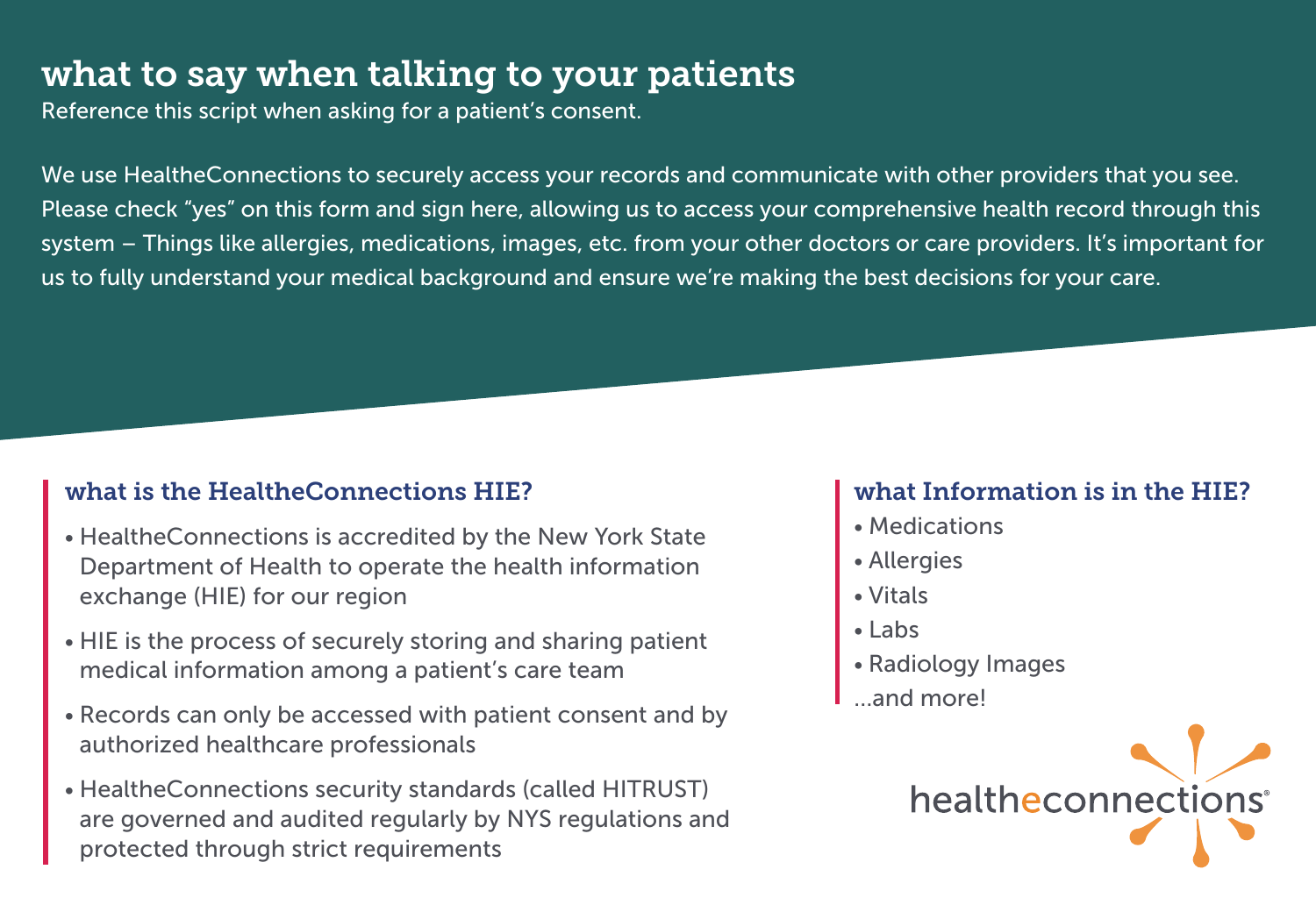# what to say when talking to your patients

Reference this script when asking for a patient's consent.

We use HealtheConnections to securely access your records and communicate with other providers that you see. Please check "yes" on this form and sign here, allowing us to access your comprehensive health record through this system – Things like allergies, medications, images, etc. from your other doctors or care providers. It's important for us to fully understand your medical background and ensure we're making the best decisions for your care.

## what is the HealtheConnections HIE?

- HealtheConnections is accredited by the New York State Department of Health to operate the health information exchange (HIE) for our region
- HIE is the process of securely storing and sharing patient medical information among a patient's care team
- Records can only be accessed with patient consent and by authorized healthcare professionals
- HealtheConnections security standards (called HITRUST) are governed and audited regularly by NYS regulations and protected through strict requirements

## what Information is in the HIE?

- Medications
- Allergies
- Vitals
- Labs
- Radiology Images

...and more!

healtheconnections®